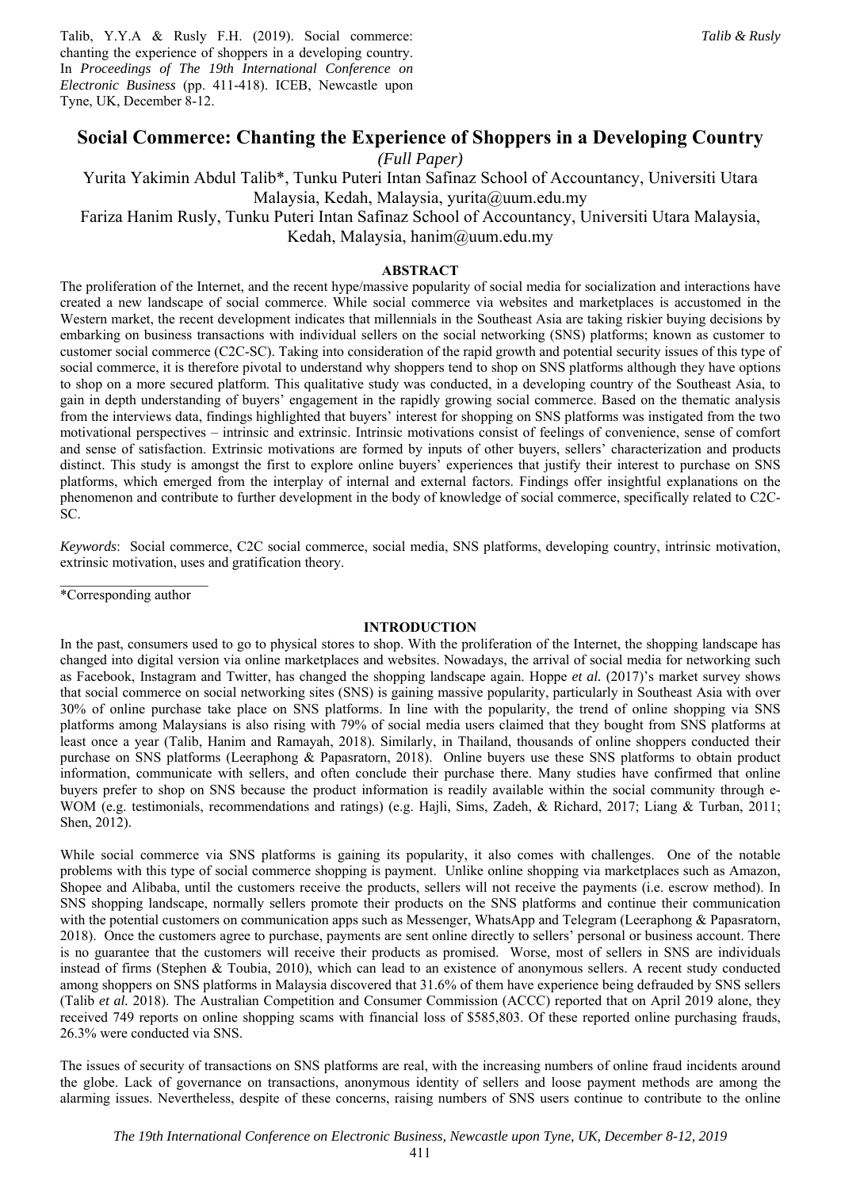Talib, Y.Y.A & Rusly F.H. (2019). Social commerce: chanting the experience of shoppers in a developing country. In *Proceedings of The 19th International Conference on Electronic Business* (pp. 411-418). ICEB, Newcastle upon Tyne, UK, December 8-12.

# Social Commerce: Chanting the Experience of Shoppers in a Developing Country

*(Full Paper)*

Yurita Yakimin Abdul Talib*, Tunku Puteri Intan Safinaz School of Accountancy, Universiti Utara Malaysia, Kedah, Malaysia, yurita@uum.edu.my

Fariza Hanim Rusly, Tunku Puteri Intan Safinaz School of Accountancy, Universiti Utara Malaysia, Kedah, Malaysia, hanim@uum.edu.my

## ABSTRACT

The proliferation of the Internet, and the recent hype/massive popularity of social media for socialization and interactions have created a new landscape of social commerce. While social commerce via websites and marketplaces is accustomed in the Western market, the recent development indicates that millennials in the Southeast Asia are taking riskier buying decisions by embarking on business transactions with individual sellers on the social networking (SNS) platforms; known as customer to customer social commerce (C2C-SC). Taking into consideration of the rapid growth and potential security issues of this type of social commerce, it is therefore pivotal to understand why shoppers tend to shop on SNS platforms although they have options to shop on a more secured platform. This qualitative study was conducted, in a developing country of the Southeast Asia, to gain in depth understanding of buyers' engagement in the rapidly growing social commerce. Based on the thematic analysis from the interviews data, findings highlighted that buyers' interest for shopping on SNS platforms was instigated from the two motivational perspectives – intrinsic and extrinsic. Intrinsic motivations consist of feelings of convenience, sense of comfort and sense of satisfaction. Extrinsic motivations are formed by inputs of other buyers, sellers' characterization and products distinct. This study is amongst the first to explore online buyers' experiences that justify their interest to purchase on SNS platforms, which emerged from the interplay of internal and external factors. Findings offer insightful explanations on the phenomenon and contribute to further development in the body of knowledge of social commerce, specifically related to C2C-SC.

*Keywords*: Social commerce, C2C social commerce, social media, SNS platforms, developing country, intrinsic motivation, extrinsic motivation, uses and gratification theory.

*Corresponding author

## INTRODUCTION

In the past, consumers used to go to physical stores to shop. With the proliferation of the Internet, the shopping landscape has changed into digital version via online marketplaces and websites. Nowadays, the arrival of social media for networking such as Facebook, Instagram and Twitter, has changed the shopping landscape again. Hoppe *et al.* (2017)'s market survey shows that social commerce on social networking sites (SNS) is gaining massive popularity, particularly in Southeast Asia with over 30% of online purchase take place on SNS platforms. In line with the popularity, the trend of online shopping via SNS platforms among Malaysians is also rising with 79% of social media users claimed that they bought from SNS platforms at least once a year (Talib, Hanim and Ramayah, 2018). Similarly, in Thailand, thousands of online shoppers conducted their purchase on SNS platforms (Leeraphong & Papasratorn, 2018). Online buyers use these SNS platforms to obtain product information, communicate with sellers, and often conclude their purchase there. Many studies have confirmed that online buyers prefer to shop on SNS because the product information is readily available within the social community through e-WOM (e.g. testimonials, recommendations and ratings) (e.g. Hajli, Sims, Zadeh, & Richard, 2017; Liang & Turban, 2011; Shen, 2012).

While social commerce via SNS platforms is gaining its popularity, it also comes with challenges. One of the notable problems with this type of social commerce shopping is payment. Unlike online shopping via marketplaces such as Amazon, Shopee and Alibaba, until the customers receive the products, sellers will not receive the payments (i.e. escrow method). In SNS shopping landscape, normally sellers promote their products on the SNS platforms and continue their communication with the potential customers on communication apps such as Messenger, WhatsApp and Telegram (Leeraphong & Papasratorn, 2018). Once the customers agree to purchase, payments are sent online directly to sellers' personal or business account. There is no guarantee that the customers will receive their products as promised. Worse, most of sellers in SNS are individuals instead of firms (Stephen & Toubia, 2010), which can lead to an existence of anonymous sellers. A recent study conducted among shoppers on SNS platforms in Malaysia discovered that 31.6% of them have experience being defrauded by SNS sellers (Talib *et al.* 2018). The Australian Competition and Consumer Commission (ACCC) reported that on April 2019 alone, they received 749 reports on online shopping scams with financial loss of $585,803. Of these reported online purchasing frauds, 26.3% were conducted via SNS.

The issues of security of transactions on SNS platforms are real, with the increasing numbers of online fraud incidents around the globe. Lack of governance on transactions, anonymous identity of sellers and loose payment methods are among the alarming issues. Nevertheless, despite of these concerns, raising numbers of SNS users continue to contribute to the online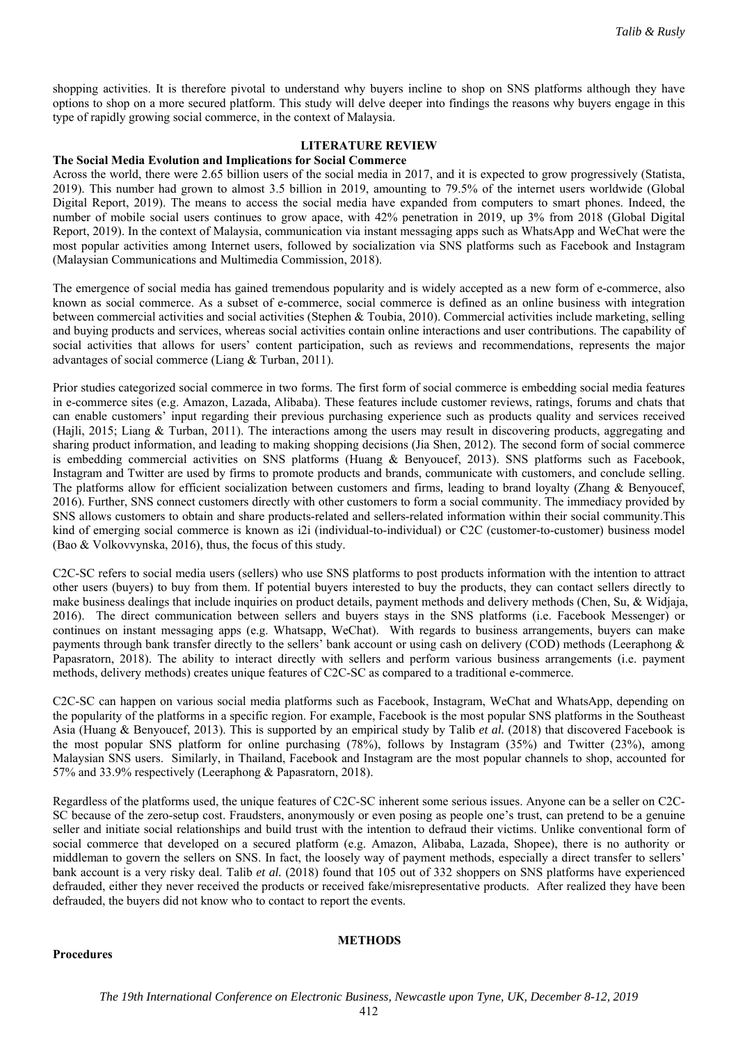shopping activities. It is therefore pivotal to understand why buyers incline to shop on SNS platforms although they have options to shop on a more secured platform. This study will delve deeper into findings the reasons why buyers engage in this type of rapidly growing social commerce, in the context of Malaysia.

## LITERATURE REVIEW

### The Social Media Evolution and Implications for Social Commerce

Across the world, there were 2.65 billion users of the social media in 2017, and it is expected to grow progressively (Statista, 2019). This number had grown to almost 3.5 billion in 2019, amounting to 79.5% of the internet users worldwide (Global Digital Report, 2019). The means to access the social media have expanded from computers to smart phones. Indeed, the number of mobile social users continues to grow apace, with 42% penetration in 2019, up 3% from 2018 (Global Digital Report, 2019). In the context of Malaysia, communication via instant messaging apps such as WhatsApp and WeChat were the most popular activities among Internet users, followed by socialization via SNS platforms such as Facebook and Instagram (Malaysian Communications and Multimedia Commission, 2018).

The emergence of social media has gained tremendous popularity and is widely accepted as a new form of e-commerce, also known as social commerce. As a subset of e-commerce, social commerce is defined as an online business with integration between commercial activities and social activities (Stephen & Toubia, 2010). Commercial activities include marketing, selling and buying products and services, whereas social activities contain online interactions and user contributions. The capability of social activities that allows for users' content participation, such as reviews and recommendations, represents the major advantages of social commerce (Liang & Turban, 2011).

Prior studies categorized social commerce in two forms. The first form of social commerce is embedding social media features in e-commerce sites (e.g. Amazon, Lazada, Alibaba). These features include customer reviews, ratings, forums and chats that can enable customers' input regarding their previous purchasing experience such as products quality and services received (Hajli, 2015; Liang & Turban, 2011). The interactions among the users may result in discovering products, aggregating and sharing product information, and leading to making shopping decisions (Jia Shen, 2012). The second form of social commerce is embedding commercial activities on SNS platforms (Huang & Benyoucef, 2013). SNS platforms such as Facebook, Instagram and Twitter are used by firms to promote products and brands, communicate with customers, and conclude selling. The platforms allow for efficient socialization between customers and firms, leading to brand loyalty (Zhang & Benyoucef, 2016). Further, SNS connect customers directly with other customers to form a social community. The immediacy provided by SNS allows customers to obtain and share products-related and sellers-related information within their social community.This kind of emerging social commerce is known as i2i (individual-to-individual) or C2C (customer-to-customer) business model (Bao & Volkovvynska, 2016), thus, the focus of this study.

C2C-SC refers to social media users (sellers) who use SNS platforms to post products information with the intention to attract other users (buyers) to buy from them. If potential buyers interested to buy the products, they can contact sellers directly to make business dealings that include inquiries on product details, payment methods and delivery methods (Chen, Su, & Widjaja, 2016). The direct communication between sellers and buyers stays in the SNS platforms (i.e. Facebook Messenger) or continues on instant messaging apps (e.g. Whatsapp, WeChat). With regards to business arrangements, buyers can make payments through bank transfer directly to the sellers' bank account or using cash on delivery (COD) methods (Leeraphong & Papasratorn, 2018). The ability to interact directly with sellers and perform various business arrangements (i.e. payment methods, delivery methods) creates unique features of C2C-SC as compared to a traditional e-commerce.

C2C-SC can happen on various social media platforms such as Facebook, Instagram, WeChat and WhatsApp, depending on the popularity of the platforms in a specific region. For example, Facebook is the most popular SNS platforms in the Southeast Asia (Huang & Benyoucef, 2013). This is supported by an empirical study by Talib *et al.* (2018) that discovered Facebook is the most popular SNS platform for online purchasing (78%), follows by Instagram (35%) and Twitter (23%), among Malaysian SNS users. Similarly, in Thailand, Facebook and Instagram are the most popular channels to shop, accounted for 57% and 33.9% respectively (Leeraphong & Papasratorn, 2018).

Regardless of the platforms used, the unique features of C2C-SC inherent some serious issues. Anyone can be a seller on C2C-SC because of the zero-setup cost. Fraudsters, anonymously or even posing as people one's trust, can pretend to be a genuine seller and initiate social relationships and build trust with the intention to defraud their victims. Unlike conventional form of social commerce that developed on a secured platform (e.g. Amazon, Alibaba, Lazada, Shopee), there is no authority or middleman to govern the sellers on SNS. In fact, the loosely way of payment methods, especially a direct transfer to sellers' bank account is a very risky deal. Talib *et al.* (2018) found that 105 out of 332 shoppers on SNS platforms have experienced defrauded, either they never received the products or received fake/misrepresentative products. After realized they have been defrauded, the buyers did not know who to contact to report the events.

## METHODS

### Procedures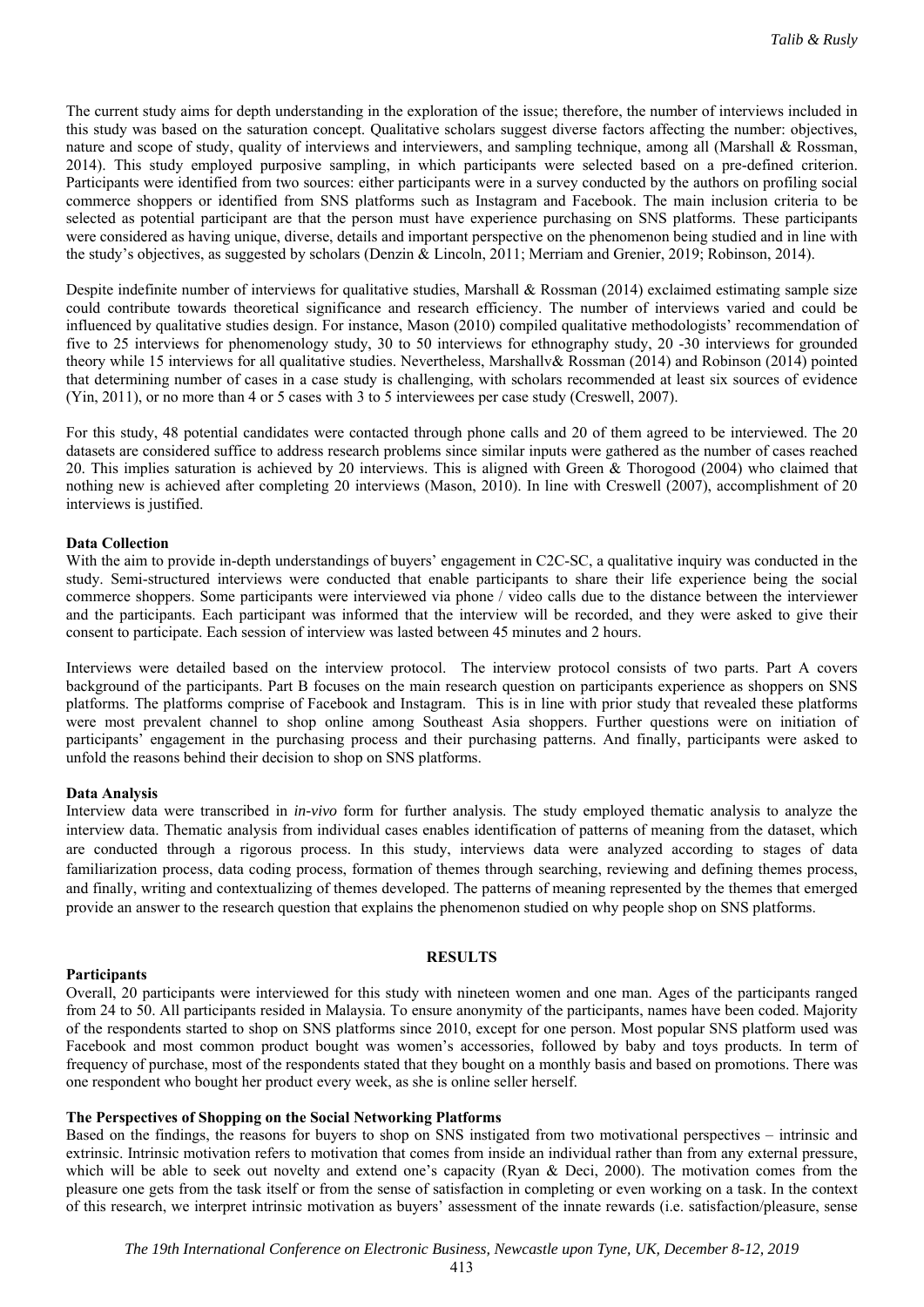The current study aims for depth understanding in the exploration of the issue; therefore, the number of interviews included in this study was based on the saturation concept. Qualitative scholars suggest diverse factors affecting the number: objectives, nature and scope of study, quality of interviews and interviewers, and sampling technique, among all (Marshall & Rossman, 2014). This study employed purposive sampling, in which participants were selected based on a pre-defined criterion. Participants were identified from two sources: either participants were in a survey conducted by the authors on profiling social commerce shoppers or identified from SNS platforms such as Instagram and Facebook. The main inclusion criteria to be selected as potential participant are that the person must have experience purchasing on SNS platforms. These participants were considered as having unique, diverse, details and important perspective on the phenomenon being studied and in line with the study's objectives, as suggested by scholars (Denzin & Lincoln, 2011; Merriam and Grenier, 2019; Robinson, 2014).

Despite indefinite number of interviews for qualitative studies, Marshall & Rossman (2014) exclaimed estimating sample size could contribute towards theoretical significance and research efficiency. The number of interviews varied and could be influenced by qualitative studies design. For instance, Mason (2010) compiled qualitative methodologists' recommendation of five to 25 interviews for phenomenology study, 30 to 50 interviews for ethnography study, 20 -30 interviews for grounded theory while 15 interviews for all qualitative studies. Nevertheless, Marshallv& Rossman (2014) and Robinson (2014) pointed that determining number of cases in a case study is challenging, with scholars recommended at least six sources of evidence (Yin, 2011), or no more than 4 or 5 cases with 3 to 5 interviewees per case study (Creswell, 2007).

For this study, 48 potential candidates were contacted through phone calls and 20 of them agreed to be interviewed. The 20 datasets are considered suffice to address research problems since similar inputs were gathered as the number of cases reached 20. This implies saturation is achieved by 20 interviews. This is aligned with Green & Thorogood (2004) who claimed that nothing new is achieved after completing 20 interviews (Mason, 2010). In line with Creswell (2007), accomplishment of 20 interviews is justified.

### Data Collection

With the aim to provide in-depth understandings of buyers' engagement in C2C-SC, a qualitative inquiry was conducted in the study. Semi-structured interviews were conducted that enable participants to share their life experience being the social commerce shoppers. Some participants were interviewed via phone / video calls due to the distance between the interviewer and the participants. Each participant was informed that the interview will be recorded, and they were asked to give their consent to participate. Each session of interview was lasted between 45 minutes and 2 hours.

Interviews were detailed based on the interview protocol. The interview protocol consists of two parts. Part A covers background of the participants. Part B focuses on the main research question on participants experience as shoppers on SNS platforms. The platforms comprise of Facebook and Instagram. This is in line with prior study that revealed these platforms were most prevalent channel to shop online among Southeast Asia shoppers. Further questions were on initiation of participants' engagement in the purchasing process and their purchasing patterns. And finally, participants were asked to unfold the reasons behind their decision to shop on SNS platforms.

### Data Analysis

Interview data were transcribed in *in-vivo* form for further analysis. The study employed thematic analysis to analyze the interview data. Thematic analysis from individual cases enables identification of patterns of meaning from the dataset, which are conducted through a rigorous process. In this study, interviews data were analyzed according to stages of data familiarization process, data coding process, formation of themes through searching, reviewing and defining themes process, and finally, writing and contextualizing of themes developed. The patterns of meaning represented by the themes that emerged provide an answer to the research question that explains the phenomenon studied on why people shop on SNS platforms.

## RESULTS

### Participants

Overall, 20 participants were interviewed for this study with nineteen women and one man. Ages of the participants ranged from 24 to 50. All participants resided in Malaysia. To ensure anonymity of the participants, names have been coded. Majority of the respondents started to shop on SNS platforms since 2010, except for one person. Most popular SNS platform used was Facebook and most common product bought was women's accessories, followed by baby and toys products. In term of frequency of purchase, most of the respondents stated that they bought on a monthly basis and based on promotions. There was one respondent who bought her product every week, as she is online seller herself.

### The Perspectives of Shopping on the Social Networking Platforms

Based on the findings, the reasons for buyers to shop on SNS instigated from two motivational perspectives – intrinsic and extrinsic. Intrinsic motivation refers to motivation that comes from inside an individual rather than from any external pressure, which will be able to seek out novelty and extend one's capacity (Ryan & Deci, 2000). The motivation comes from the pleasure one gets from the task itself or from the sense of satisfaction in completing or even working on a task. In the context of this research, we interpret intrinsic motivation as buyers' assessment of the innate rewards (i.e. satisfaction/pleasure, sense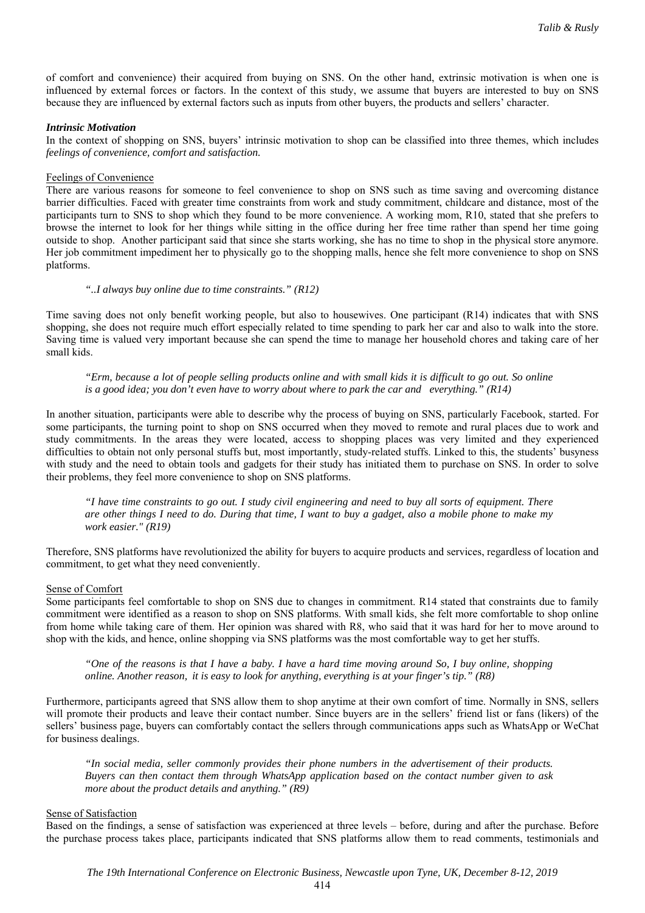of comfort and convenience) their acquired from buying on SNS. On the other hand, extrinsic motivation is when one is influenced by external forces or factors. In the context of this study, we assume that buyers are interested to buy on SNS because they are influenced by external factors such as inputs from other buyers, the products and sellers' character.

### *Intrinsic Motivation*

In the context of shopping on SNS, buyers' intrinsic motivation to shop can be classified into three themes, which includes *feelings of convenience, comfort and satisfaction.*

#### Feelings of Convenience

There are various reasons for someone to feel convenience to shop on SNS such as time saving and overcoming distance barrier difficulties. Faced with greater time constraints from work and study commitment, childcare and distance, most of the participants turn to SNS to shop which they found to be more convenience. A working mom, R10, stated that she prefers to browse the internet to look for her things while sitting in the office during her free time rather than spend her time going outside to shop. Another participant said that since she starts working, she has no time to shop in the physical store anymore. Her job commitment impediment her to physically go to the shopping malls, hence she felt more convenience to shop on SNS platforms.

> *"..I always buy online due to time constraints." (R12)*

Time saving does not only benefit working people, but also to housewives. One participant (R14) indicates that with SNS shopping, she does not require much effort especially related to time spending to park her car and also to walk into the store. Saving time is valued very important because she can spend the time to manage her household chores and taking care of her small kids.

> *"Erm, because a lot of people selling products online and with small kids it is difficult to go out. So online is a good idea; you don't even have to worry about where to park the car and everything." (R14)*

In another situation, participants were able to describe why the process of buying on SNS, particularly Facebook, started. For some participants, the turning point to shop on SNS occurred when they moved to remote and rural places due to work and study commitments. In the areas they were located, access to shopping places was very limited and they experienced difficulties to obtain not only personal stuffs but, most importantly, study-related stuffs. Linked to this, the students' busyness with study and the need to obtain tools and gadgets for their study has initiated them to purchase on SNS. In order to solve their problems, they feel more convenience to shop on SNS platforms.

> *"I have time constraints to go out. I study civil engineering and need to buy all sorts of equipment. There are other things I need to do. During that time, I want to buy a gadget, also a mobile phone to make my work easier." (R19)*

Therefore, SNS platforms have revolutionized the ability for buyers to acquire products and services, regardless of location and commitment, to get what they need conveniently.

#### Sense of Comfort

Some participants feel comfortable to shop on SNS due to changes in commitment. R14 stated that constraints due to family commitment were identified as a reason to shop on SNS platforms. With small kids, she felt more comfortable to shop online from home while taking care of them. Her opinion was shared with R8, who said that it was hard for her to move around to shop with the kids, and hence, online shopping via SNS platforms was the most comfortable way to get her stuffs.

> *"One of the reasons is that I have a baby. I have a hard time moving around So, I buy online, shopping online. Another reason, it is easy to look for anything, everything is at your finger's tip." (R8)*

Furthermore, participants agreed that SNS allow them to shop anytime at their own comfort of time. Normally in SNS, sellers will promote their products and leave their contact number. Since buyers are in the sellers' friend list or fans (likers) of the sellers' business page, buyers can comfortably contact the sellers through communications apps such as WhatsApp or WeChat for business dealings.

> *"In social media, seller commonly provides their phone numbers in the advertisement of their products. Buyers can then contact them through WhatsApp application based on the contact number given to ask more about the product details and anything." (R9)*

#### Sense of Satisfaction

Based on the findings, a sense of satisfaction was experienced at three levels – before, during and after the purchase. Before the purchase process takes place, participants indicated that SNS platforms allow them to read comments, testimonials and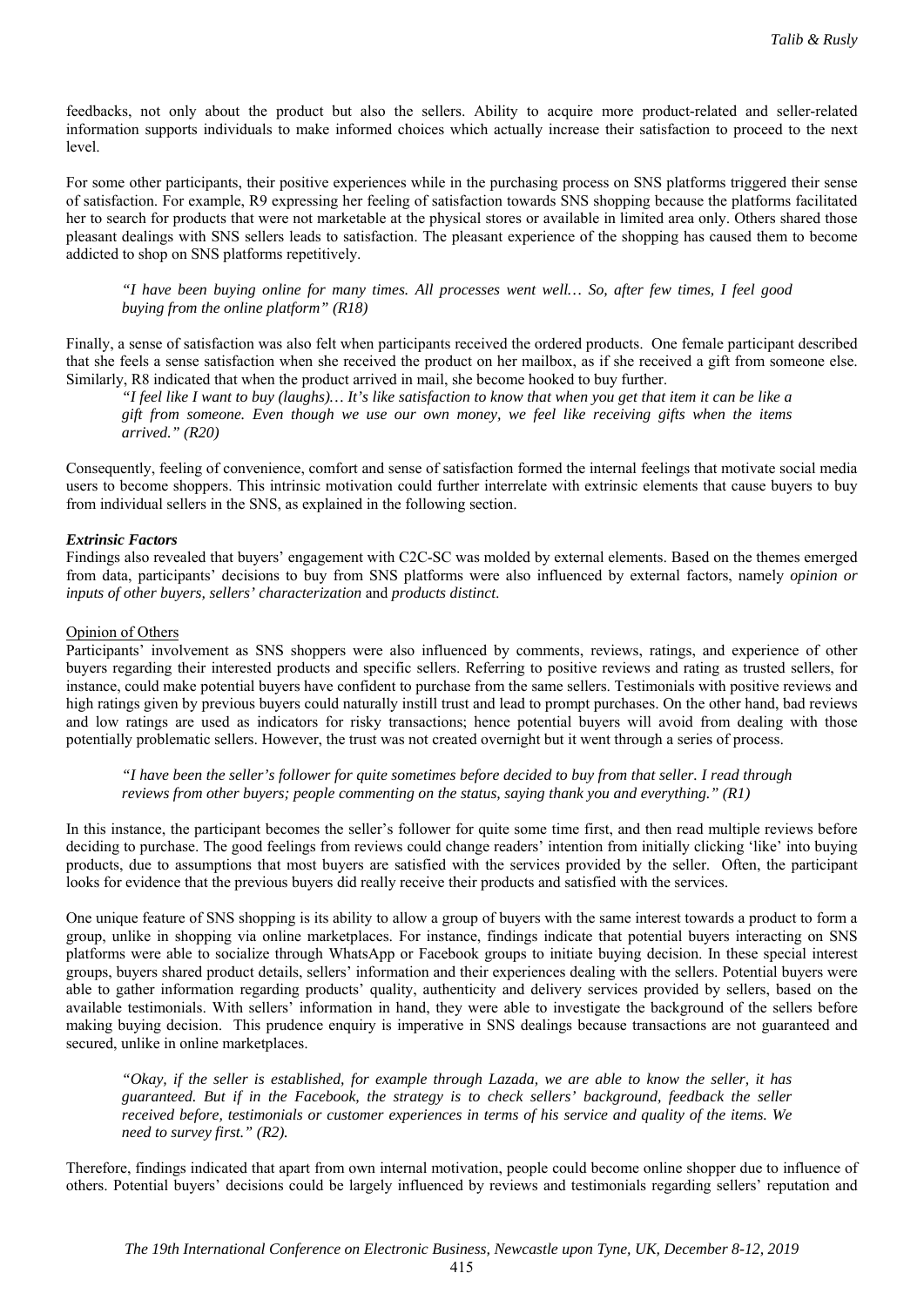feedbacks, not only about the product but also the sellers. Ability to acquire more product-related and seller-related information supports individuals to make informed choices which actually increase their satisfaction to proceed to the next level.

For some other participants, their positive experiences while in the purchasing process on SNS platforms triggered their sense of satisfaction. For example, R9 expressing her feeling of satisfaction towards SNS shopping because the platforms facilitated her to search for products that were not marketable at the physical stores or available in limited area only. Others shared those pleasant dealings with SNS sellers leads to satisfaction. The pleasant experience of the shopping has caused them to become addicted to shop on SNS platforms repetitively.

> *"I have been buying online for many times. All processes went well… So, after few times, I feel good buying from the online platform" (R18)*

Finally, a sense of satisfaction was also felt when participants received the ordered products. One female participant described that she feels a sense satisfaction when she received the product on her mailbox, as if she received a gift from someone else. Similarly, R8 indicated that when the product arrived in mail, she become hooked to buy further.

> *"I feel like I want to buy (laughs)… It's like satisfaction to know that when you get that item it can be like a gift from someone. Even though we use our own money, we feel like receiving gifts when the items arrived." (R20)*

Consequently, feeling of convenience, comfort and sense of satisfaction formed the internal feelings that motivate social media users to become shoppers. This intrinsic motivation could further interrelate with extrinsic elements that cause buyers to buy from individual sellers in the SNS, as explained in the following section.

### *Extrinsic Factors*

Findings also revealed that buyers' engagement with C2C-SC was molded by external elements. Based on the themes emerged from data, participants' decisions to buy from SNS platforms were also influenced by external factors, namely *opinion or inputs of other buyers, sellers' characterization* and *products distinct.*

#### Opinion of Others

Participants' involvement as SNS shoppers were also influenced by comments, reviews, ratings, and experience of other buyers regarding their interested products and specific sellers. Referring to positive reviews and rating as trusted sellers, for instance, could make potential buyers have confident to purchase from the same sellers. Testimonials with positive reviews and high ratings given by previous buyers could naturally instill trust and lead to prompt purchases. On the other hand, bad reviews and low ratings are used as indicators for risky transactions; hence potential buyers will avoid from dealing with those potentially problematic sellers. However, the trust was not created overnight but it went through a series of process.

> *"I have been the seller's follower for quite sometimes before decided to buy from that seller. I read through reviews from other buyers; people commenting on the status, saying thank you and everything." (R1)*

In this instance, the participant becomes the seller's follower for quite some time first, and then read multiple reviews before deciding to purchase. The good feelings from reviews could change readers' intention from initially clicking 'like' into buying products, due to assumptions that most buyers are satisfied with the services provided by the seller. Often, the participant looks for evidence that the previous buyers did really receive their products and satisfied with the services.

One unique feature of SNS shopping is its ability to allow a group of buyers with the same interest towards a product to form a group, unlike in shopping via online marketplaces. For instance, findings indicate that potential buyers interacting on SNS platforms were able to socialize through WhatsApp or Facebook groups to initiate buying decision. In these special interest groups, buyers shared product details, sellers' information and their experiences dealing with the sellers. Potential buyers were able to gather information regarding products' quality, authenticity and delivery services provided by sellers, based on the available testimonials. With sellers' information in hand, they were able to investigate the background of the sellers before making buying decision. This prudence enquiry is imperative in SNS dealings because transactions are not guaranteed and secured, unlike in online marketplaces.

> *"Okay, if the seller is established, for example through Lazada, we are able to know the seller, it has guaranteed. But if in the Facebook, the strategy is to check sellers' background, feedback the seller received before, testimonials or customer experiences in terms of his service and quality of the items. We need to survey first." (R2).*

Therefore, findings indicated that apart from own internal motivation, people could become online shopper due to influence of others. Potential buyers' decisions could be largely influenced by reviews and testimonials regarding sellers' reputation and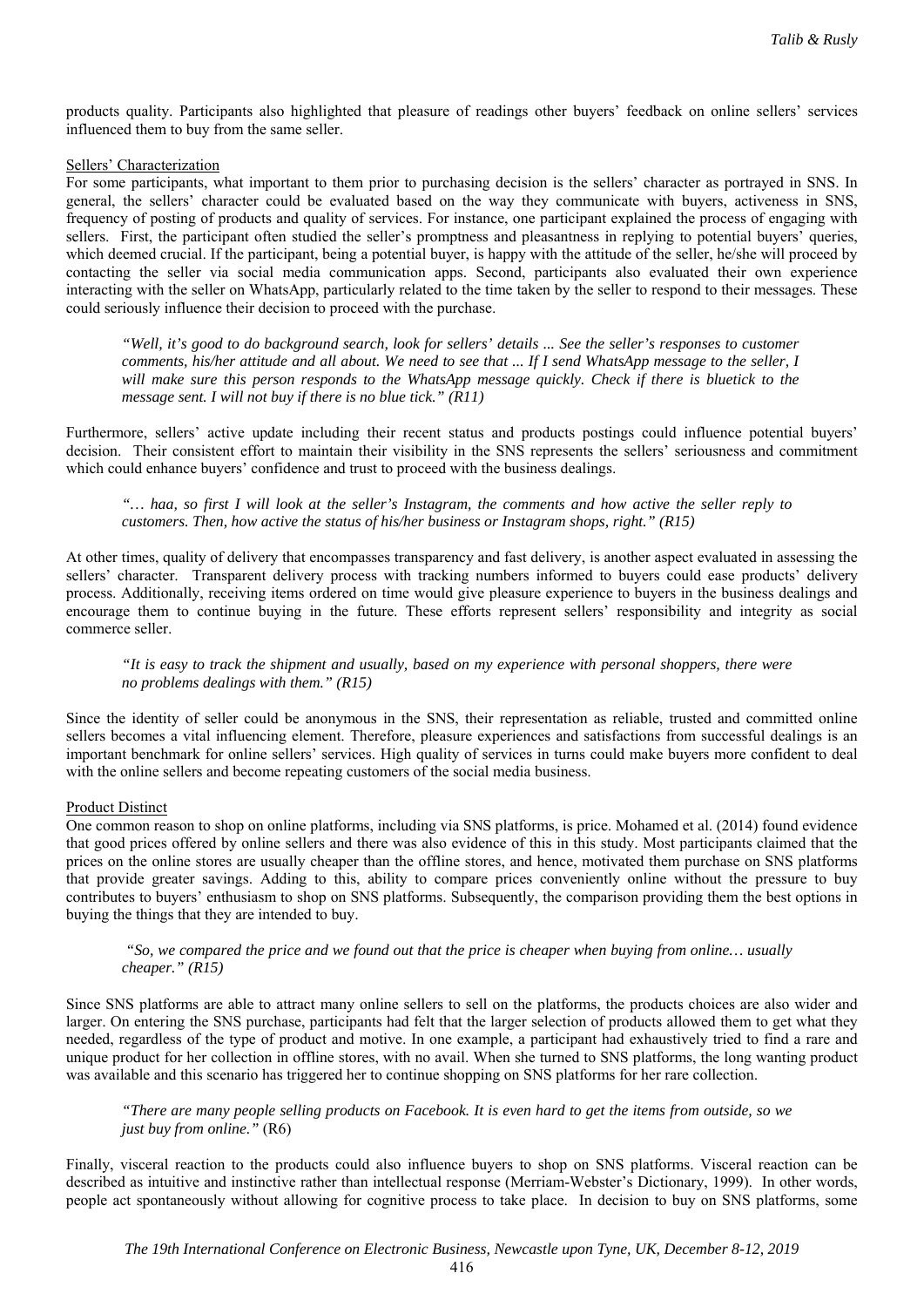products quality. Participants also highlighted that pleasure of readings other buyers' feedback on online sellers' services influenced them to buy from the same seller.

### Sellers' Characterization

For some participants, what important to them prior to purchasing decision is the sellers' character as portrayed in SNS. In general, the sellers' character could be evaluated based on the way they communicate with buyers, activeness in SNS, frequency of posting of products and quality of services. For instance, one participant explained the process of engaging with sellers. First, the participant often studied the seller's promptness and pleasantness in replying to potential buyers' queries, which deemed crucial. If the participant, being a potential buyer, is happy with the attitude of the seller, he/she will proceed by contacting the seller via social media communication apps. Second, participants also evaluated their own experience interacting with the seller on WhatsApp, particularly related to the time taken by the seller to respond to their messages. These could seriously influence their decision to proceed with the purchase.

> *"Well, it's good to do background search, look for sellers' details ... See the seller's responses to customer comments, his/her attitude and all about. We need to see that ... If I send WhatsApp message to the seller, I will make sure this person responds to the WhatsApp message quickly. Check if there is bluetick to the message sent. I will not buy if there is no blue tick." (R11)*

Furthermore, sellers' active update including their recent status and products postings could influence potential buyers' decision. Their consistent effort to maintain their visibility in the SNS represents the sellers' seriousness and commitment which could enhance buyers' confidence and trust to proceed with the business dealings.

> *"… haa, so first I will look at the seller's Instagram, the comments and how active the seller reply to customers. Then, how active the status of his/her business or Instagram shops, right." (R15)*

At other times, quality of delivery that encompasses transparency and fast delivery, is another aspect evaluated in assessing the sellers' character. Transparent delivery process with tracking numbers informed to buyers could ease products' delivery process. Additionally, receiving items ordered on time would give pleasure experience to buyers in the business dealings and encourage them to continue buying in the future. These efforts represent sellers' responsibility and integrity as social commerce seller.

> *"It is easy to track the shipment and usually, based on my experience with personal shoppers, there were no problems dealings with them." (R15)*

Since the identity of seller could be anonymous in the SNS, their representation as reliable, trusted and committed online sellers becomes a vital influencing element. Therefore, pleasure experiences and satisfactions from successful dealings is an important benchmark for online sellers' services. High quality of services in turns could make buyers more confident to deal with the online sellers and become repeating customers of the social media business.

### Product Distinct

One common reason to shop on online platforms, including via SNS platforms, is price. Mohamed et al. (2014) found evidence that good prices offered by online sellers and there was also evidence of this in this study. Most participants claimed that the prices on the online stores are usually cheaper than the offline stores, and hence, motivated them purchase on SNS platforms that provide greater savings. Adding to this, ability to compare prices conveniently online without the pressure to buy contributes to buyers' enthusiasm to shop on SNS platforms. Subsequently, the comparison providing them the best options in buying the things that they are intended to buy.

> *"So, we compared the price and we found out that the price is cheaper when buying from online… usually cheaper." (R15)*

Since SNS platforms are able to attract many online sellers to sell on the platforms, the products choices are also wider and larger. On entering the SNS purchase, participants had felt that the larger selection of products allowed them to get what they needed, regardless of the type of product and motive. In one example, a participant had exhaustively tried to find a rare and unique product for her collection in offline stores, with no avail. When she turned to SNS platforms, the long wanting product was available and this scenario has triggered her to continue shopping on SNS platforms for her rare collection.

> *"There are many people selling products on Facebook. It is even hard to get the items from outside, so we just buy from online."* (R6)

Finally, visceral reaction to the products could also influence buyers to shop on SNS platforms. Visceral reaction can be described as intuitive and instinctive rather than intellectual response (Merriam-Webster's Dictionary, 1999). In other words, people act spontaneously without allowing for cognitive process to take place. In decision to buy on SNS platforms, some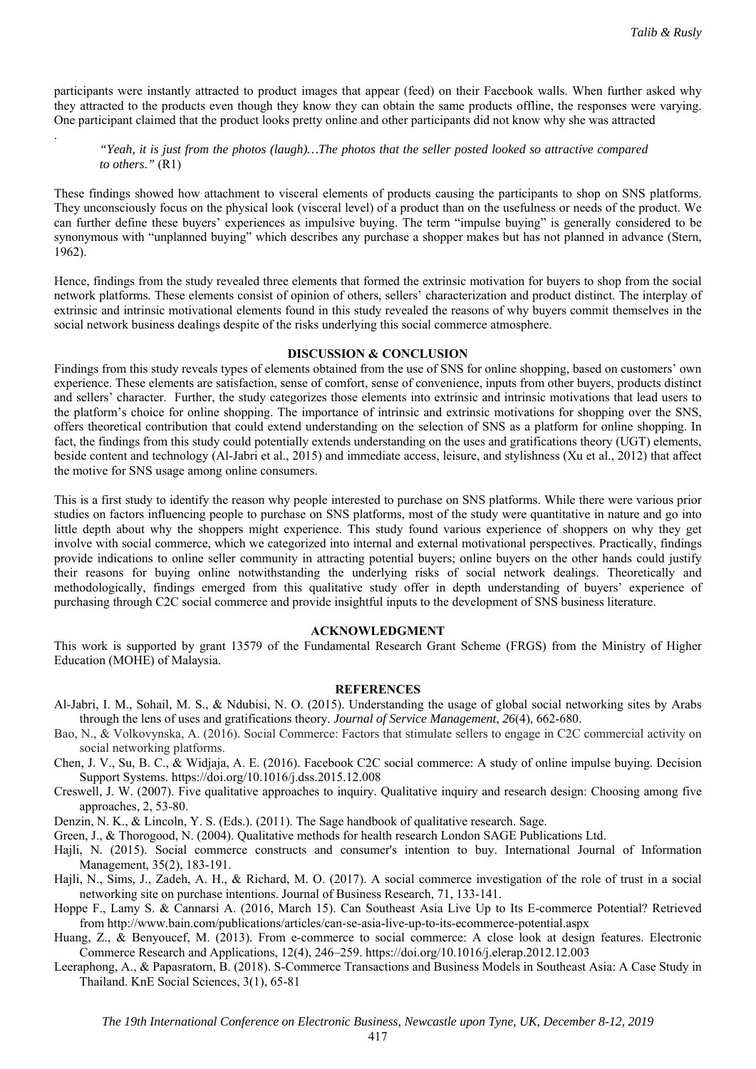participants were instantly attracted to product images that appear (feed) on their Facebook walls. When further asked why they attracted to the products even though they know they can obtain the same products offline, the responses were varying. One participant claimed that the product looks pretty online and other participants did not know why she was attracted

.

> *"Yeah, it is just from the photos (laugh)…The photos that the seller posted looked so attractive compared to others."* (R1)

These findings showed how attachment to visceral elements of products causing the participants to shop on SNS platforms. They unconsciously focus on the physical look (visceral level) of a product than on the usefulness or needs of the product. We can further define these buyers' experiences as impulsive buying. The term "impulse buying" is generally considered to be synonymous with "unplanned buying" which describes any purchase a shopper makes but has not planned in advance (Stern, 1962).

Hence, findings from the study revealed three elements that formed the extrinsic motivation for buyers to shop from the social network platforms. These elements consist of opinion of others, sellers' characterization and product distinct. The interplay of extrinsic and intrinsic motivational elements found in this study revealed the reasons of why buyers commit themselves in the social network business dealings despite of the risks underlying this social commerce atmosphere.

## DISCUSSION & CONCLUSION

Findings from this study reveals types of elements obtained from the use of SNS for online shopping, based on customers' own experience. These elements are satisfaction, sense of comfort, sense of convenience, inputs from other buyers, products distinct and sellers' character. Further, the study categorizes those elements into extrinsic and intrinsic motivations that lead users to the platform's choice for online shopping. The importance of intrinsic and extrinsic motivations for shopping over the SNS, offers theoretical contribution that could extend understanding on the selection of SNS as a platform for online shopping. In fact, the findings from this study could potentially extends understanding on the uses and gratifications theory (UGT) elements, beside content and technology (Al-Jabri et al., 2015) and immediate access, leisure, and stylishness (Xu et al., 2012) that affect the motive for SNS usage among online consumers.

This is a first study to identify the reason why people interested to purchase on SNS platforms. While there were various prior studies on factors influencing people to purchase on SNS platforms, most of the study were quantitative in nature and go into little depth about why the shoppers might experience. This study found various experience of shoppers on why they get involve with social commerce, which we categorized into internal and external motivational perspectives. Practically, findings provide indications to online seller community in attracting potential buyers; online buyers on the other hands could justify their reasons for buying online notwithstanding the underlying risks of social network dealings. Theoretically and methodologically, findings emerged from this qualitative study offer in depth understanding of buyers' experience of purchasing through C2C social commerce and provide insightful inputs to the development of SNS business literature.

## ACKNOWLEDGMENT

This work is supported by grant 13579 of the Fundamental Research Grant Scheme (FRGS) from the Ministry of Higher Education (MOHE) of Malaysia.

## REFERENCES

Al-Jabri, I. M., Sohail, M. S., & Ndubisi, N. O. (2015). Understanding the usage of global social networking sites by Arabs through the lens of uses and gratifications theory. *Journal of Service Management*, *26*(4), 662-680.

Bao, N., & Volkovynska, A. (2016). Social Commerce: Factors that stimulate sellers to engage in C2C commercial activity on social networking platforms.

Chen, J. V., Su, B. C., & Widjaja, A. E. (2016). Facebook C2C social commerce: A study of online impulse buying. Decision Support Systems. https://doi.org/10.1016/j.dss.2015.12.008

Creswell, J. W. (2007). Five qualitative approaches to inquiry. Qualitative inquiry and research design: Choosing among five approaches, 2, 53-80.

Denzin, N. K., & Lincoln, Y. S. (Eds.). (2011). The Sage handbook of qualitative research. Sage.

Green, J., & Thorogood, N. (2004). Qualitative methods for health research London SAGE Publications Ltd.

Hajli, N. (2015). Social commerce constructs and consumer's intention to buy. International Journal of Information Management, 35(2), 183-191.

Hajli, N., Sims, J., Zadeh, A. H., & Richard, M. O. (2017). A social commerce investigation of the role of trust in a social networking site on purchase intentions. Journal of Business Research, 71, 133-141.

Hoppe F., Lamy S. & Cannarsi A. (2016, March 15). Can Southeast Asia Live Up to Its E-commerce Potential? Retrieved from http://www.bain.com/publications/articles/can-se-asia-live-up-to-its-ecommerce-potential.aspx

Huang, Z., & Benyoucef, M. (2013). From e-commerce to social commerce: A close look at design features. Electronic Commerce Research and Applications, 12(4), 246–259. https://doi.org/10.1016/j.elerap.2012.12.003

Leeraphong, A., & Papasratorn, B. (2018). S-Commerce Transactions and Business Models in Southeast Asia: A Case Study in Thailand. KnE Social Sciences, 3(1), 65-81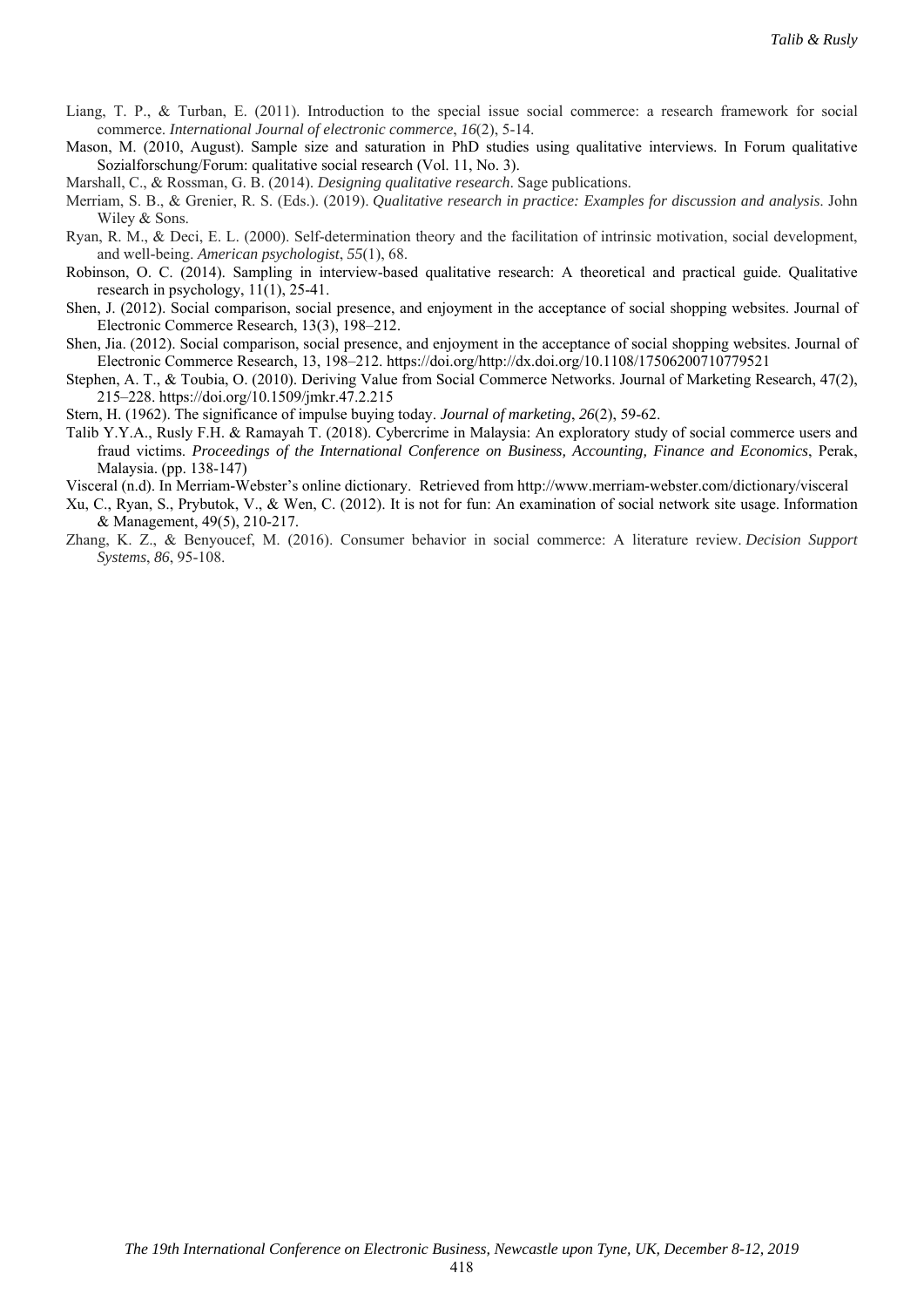Liang, T. P., & Turban, E. (2011). Introduction to the special issue social commerce: a research framework for social commerce. *International Journal of electronic commerce*, *16*(2), 5-14.

Mason, M. (2010, August). Sample size and saturation in PhD studies using qualitative interviews. In Forum qualitative Sozialforschung/Forum: qualitative social research (Vol. 11, No. 3).

Marshall, C., & Rossman, G. B. (2014). *Designing qualitative research*. Sage publications.

Merriam, S. B., & Grenier, R. S. (Eds.). (2019). *Qualitative research in practice: Examples for discussion and analysis*. John Wiley & Sons.

Ryan, R. M., & Deci, E. L. (2000). Self-determination theory and the facilitation of intrinsic motivation, social development, and well-being. *American psychologist*, *55*(1), 68.

Robinson, O. C. (2014). Sampling in interview-based qualitative research: A theoretical and practical guide. Qualitative research in psychology, 11(1), 25-41.

Shen, J. (2012). Social comparison, social presence, and enjoyment in the acceptance of social shopping websites. Journal of Electronic Commerce Research, 13(3), 198–212.

Shen, Jia. (2012). Social comparison, social presence, and enjoyment in the acceptance of social shopping websites. Journal of Electronic Commerce Research, 13, 198–212. https://doi.org/http://dx.doi.org/10.1108/17506200710779521

Stephen, A. T., & Toubia, O. (2010). Deriving Value from Social Commerce Networks. Journal of Marketing Research, 47(2), 215–228. https://doi.org/10.1509/jmkr.47.2.215

Stern, H. (1962). The significance of impulse buying today. *Journal of marketing*, *26*(2), 59-62.

Talib Y.Y.A., Rusly F.H. & Ramayah T. (2018). Cybercrime in Malaysia: An exploratory study of social commerce users and fraud victims. *Proceedings of the International Conference on Business, Accounting, Finance and Economics*, Perak, Malaysia. (pp. 138-147)

Visceral (n.d). In Merriam-Webster's online dictionary. Retrieved from http://www.merriam-webster.com/dictionary/visceral

Xu, C., Ryan, S., Prybutok, V., & Wen, C. (2012). It is not for fun: An examination of social network site usage. Information & Management, 49(5), 210-217.

Zhang, K. Z., & Benyoucef, M. (2016). Consumer behavior in social commerce: A literature review. *Decision Support Systems*, *86*, 95-108.